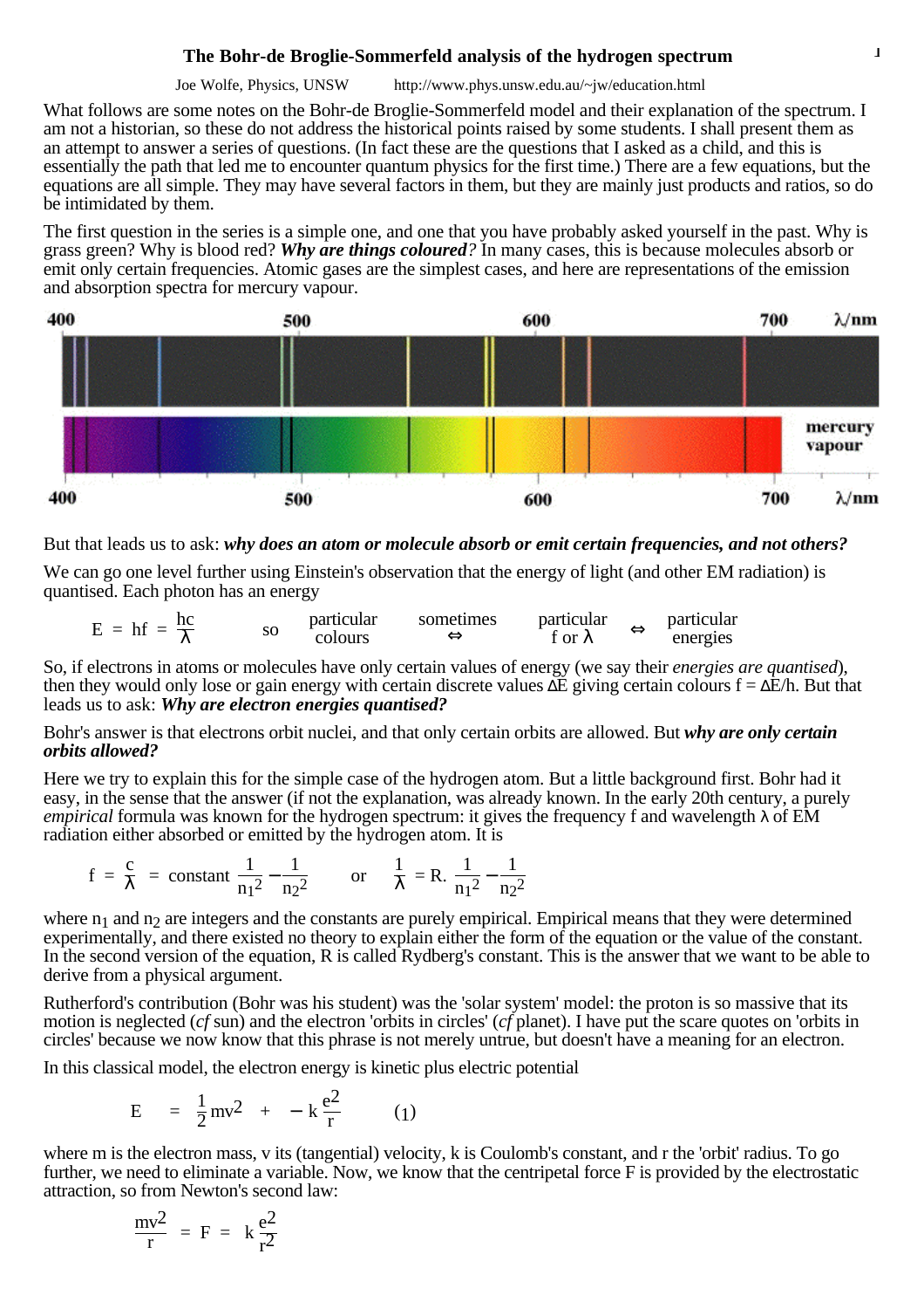# The Bohr-de Broglie-Sommerfeld analysis of the hydrogen spectrum

Joe Wolfe, Physics, UNSW http://www.phys.unsw.edu.au/~jw/education.html

What follows are some notes on the Bohr-de Broglie-Sommerfeld model and their explanation of the spectrum. I am not a historian, so these do not address the historical points raised by some students. I shall present them as an attempt to answer a series of questions. (In fact these are the questions that I asked as a child, and this is essentially the path that led me to encounter quantum physics for the first time.) There are a few equations, but the equations are all simple. They may have several factors in them, but they are mainly just products and ratios, so do be intimidated by them.

The first question in the series is a simple one, and one that you have probably asked yourself in the past. Why is grass green? Why is blood red? ***Why are things coloured****?* In many cases, this is because molecules absorb or emit only certain frequencies. Atomic gases are the simplest cases, and here are representations of the emission and absorption spectra for mercury vapour.

400 500 600 700 λ/nm

mercury vapour

400 500 600 700 λ/nm

But that leads us to ask: ***why does an atom or molecule absorb or emit certain frequencies, and not others?***

We can go one level further using Einstein's observation that the energy of light (and other EM radiation) is quantised. Each photon has an energy

$$E = hf = \frac{hc}{\lambda} \quad \text{so} \quad \text{particular colours} \overset{\text{sometimes}}{\Leftrightarrow} \text{particular } f \text{ or } \lambda \Leftrightarrow \text{particular energies}$$

So, if electrons in atoms or molecules have only certain values of energy (we say their *energies are quantised*), then they would only lose or gain energy with certain discrete values $\Delta E$ giving certain colours $f = \Delta E/h$. But that leads us to ask: ***Why are electron energies quantised?***

Bohr's answer is that electrons orbit nuclei, and that only certain orbits are allowed. But ***why are only certain orbits allowed?***

Here we try to explain this for the simple case of the hydrogen atom. But a little background first. Bohr had it easy, in the sense that the answer (if not the explanation, was already known. In the early 20th century, a purely *empirical* formula was known for the hydrogen spectrum: it gives the frequency f and wavelength λ of EM radiation either absorbed or emitted by the hydrogen atom. It is

$$f = \frac{c}{\lambda} = \text{constant}\left(\frac{1}{n_1^2} - \frac{1}{n_2^2}\right) \quad \text{or} \quad \frac{1}{\lambda} = R.\left(\frac{1}{n_1^2} - \frac{1}{n_2^2}\right)$$

where $n_1$ and $n_2$ are integers and the constants are purely empirical. Empirical means that they were determined experimentally, and there existed no theory to explain either the form of the equation or the value of the constant. In the second version of the equation, R is called Rydberg's constant. This is the answer that we want to be able to derive from a physical argument.

Rutherford's contribution (Bohr was his student) was the 'solar system' model: the proton is so massive that its motion is neglected (*cf* sun) and the electron 'orbits in circles' (*cf* planet). I have put the scare quotes on 'orbits in circles' because we now know that this phrase is not merely untrue, but doesn't have a meaning for an electron.

In this classical model, the electron energy is kinetic plus electric potential

$$E = \frac{1}{2}mv^2 + -k\frac{e^2}{r} \qquad (1)$$

where m is the electron mass, v its (tangential) velocity, k is Coulomb's constant, and r the 'orbit' radius. To go further, we need to eliminate a variable. Now, we know that the centripetal force F is provided by the electrostatic attraction, so from Newton's second law:

$$\frac{mv^2}{r} = F = k\frac{e^2}{r^2}$$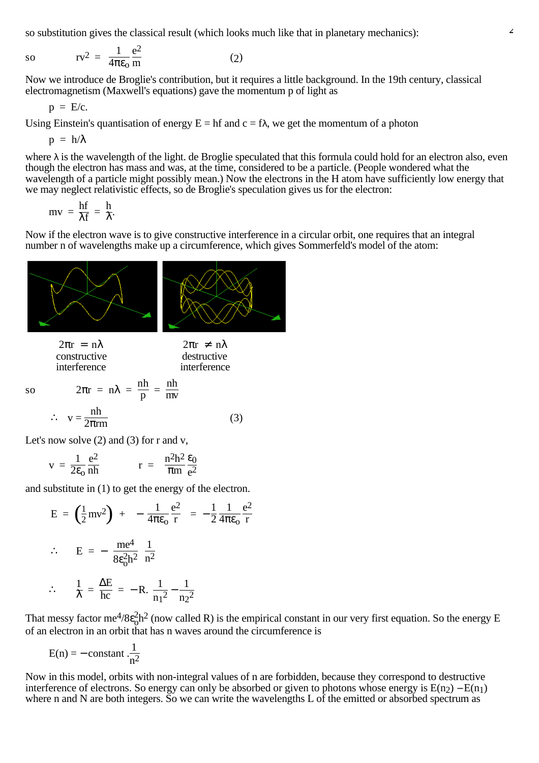so substitution gives the classical result (which looks much like that in planetary mechanics):

$$\text{so} \qquad rv^2 = \frac{1}{4\pi\varepsilon_o}\frac{e^2}{m} \qquad (2)$$

Now we introduce de Broglie's contribution, but it requires a little background. In the 19th century, classical electromagnetism (Maxwell's equations) gave the momentum p of light as

$$p = E/c.$$

Using Einstein's quantisation of energy $E = hf$ and $c = f\lambda$, we get the momentum of a photon

$$p = h/\lambda$$

where $\lambda$ is the wavelength of the light. de Broglie speculated that this formula could hold for an electron also, even though the electron has mass and was, at the time, considered to be a particle. (People wondered what the wavelength of a particle might possibly mean.) Now the electrons in the H atom have sufficiently low energy that we may neglect relativistic effects, so de Broglie's speculation gives us for the electron:

$$mv = \frac{hf}{\lambda f} = \frac{h}{\lambda}.$$

Now if the electron wave is to give constructive interference in a circular orbit, one requires that an integral number n of wavelengths make up a circumference, which gives Sommerfeld's model of the atom:

$2\pi r = n\lambda$
constructive interference

$2\pi r \neq n\lambda$
destructive interference

$$\text{so} \qquad 2\pi r = n\lambda = \frac{nh}{p} = \frac{nh}{mv}$$

$$\therefore \quad v = \frac{nh}{2\pi rm} \qquad (3)$$

Let's now solve (2) and (3) for r and v,

$$v = \frac{1}{2\varepsilon_o}\frac{e^2}{nh} \qquad r = \frac{n^2h^2}{\pi m}\frac{\varepsilon_0}{e^2}$$

and substitute in (1) to get the energy of the electron.

$$E = \left(\frac{1}{2}mv^2\right) + -\frac{1}{4\pi\varepsilon_o}\frac{e^2}{r} = -\frac{1}{2}\frac{1}{4\pi\varepsilon_o}\frac{e^2}{r}$$

$$\therefore \quad E = -\frac{me^4}{8\varepsilon_o^2h^2}\frac{1}{n^2}$$

$$\therefore \quad \frac{1}{\lambda} = \frac{\Delta E}{hc} = -R.\frac{1}{n_1^2} - \frac{1}{n_2^2}$$

That messy factor $me^4/8\varepsilon_o^2h^2$ (now called R) is the empirical constant in our very first equation. So the energy E of an electron in an orbit that has n waves around the circumference is

$$E(n) = -\text{constant}\,.\frac{1}{n^2}$$

Now in this model, orbits with non-integral values of n are forbidden, because they correspond to destructive interference of electrons. So energy can only be absorbed or given to photons whose energy is $E(n_2) - E(n_1)$ where n and N are both integers. So we can write the wavelengths L of the emitted or absorbed spectrum as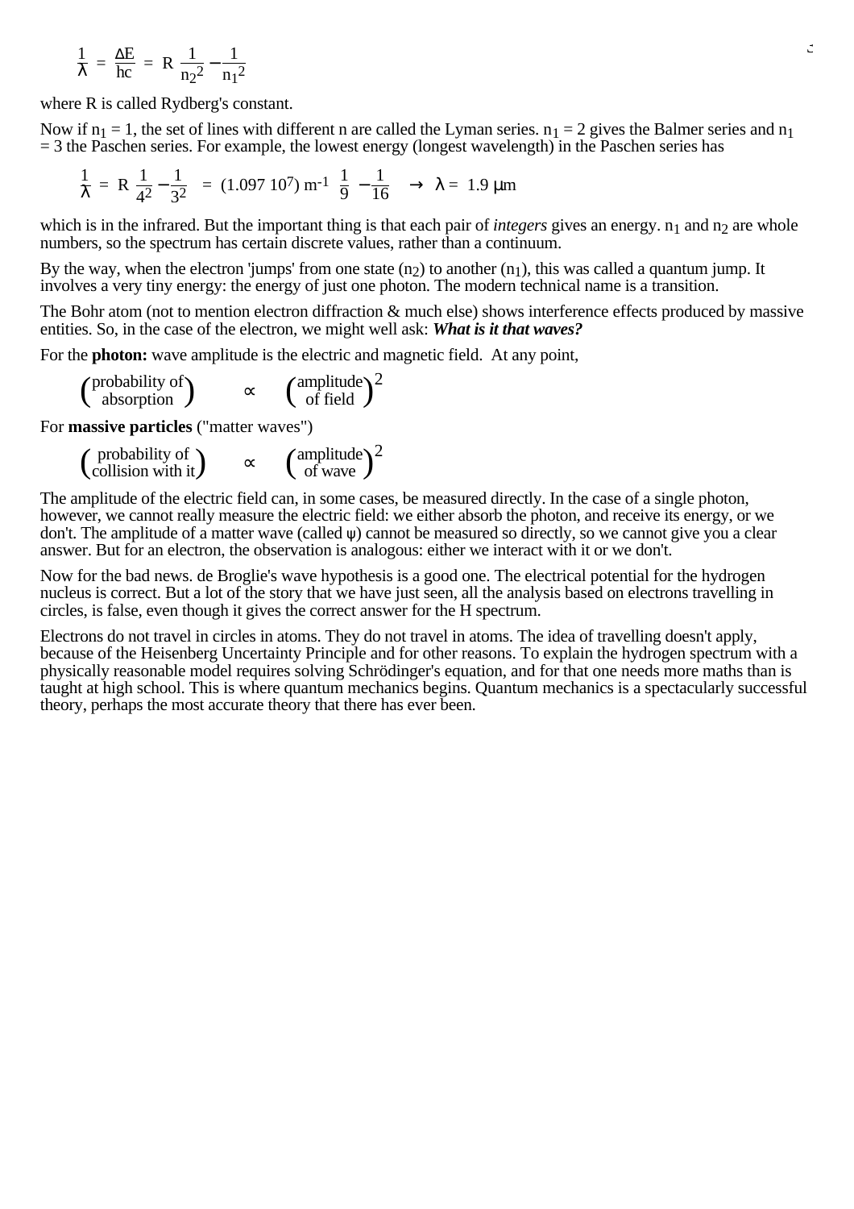$$\frac{1}{\lambda} = \frac{\Delta E}{hc} = R\left(\frac{1}{n_2^2} - \frac{1}{n_1^2}\right)$$

where R is called Rydberg's constant.

Now if $n_1 = 1$, the set of lines with different n are called the Lyman series. $n_1 = 2$ gives the Balmer series and $n_1 = 3$ the Paschen series. For example, the lowest energy (longest wavelength) in the Paschen series has

$$\frac{1}{\lambda} = R\left(\frac{1}{4^2} - \frac{1}{3^2}\right) = (1.097\ 10^7)\ \mathrm{m}^{-1}\left(\frac{1}{9} - \frac{1}{16}\right) \rightarrow \lambda = 1.9\ \mu\mathrm{m}$$

which is in the infrared. But the important thing is that each pair of *integers* gives an energy. $n_1$ and $n_2$ are whole numbers, so the spectrum has certain discrete values, rather than a continuum.

By the way, when the electron 'jumps' from one state ($n_2$) to another ($n_1$), this was called a quantum jump. It involves a very tiny energy: the energy of just one photon. The modern technical name is a transition.

The Bohr atom (not to mention electron diffraction & much else) shows interference effects produced by massive entities. So, in the case of the electron, we might well ask: ***What is it that waves?***

For the **photon:** wave amplitude is the electric and magnetic field. At any point,

$$\begin{pmatrix}\text{probability of} \\ \text{absorption}\end{pmatrix} \propto \begin{pmatrix}\text{amplitude} \\ \text{of field}\end{pmatrix}^2$$

For **massive particles** ("matter waves")

$$\begin{pmatrix}\text{probability of} \\ \text{collision with it}\end{pmatrix} \propto \begin{pmatrix}\text{amplitude} \\ \text{of wave}\end{pmatrix}^2$$

The amplitude of the electric field can, in some cases, be measured directly. In the case of a single photon, however, we cannot really measure the electric field: we either absorb the photon, and receive its energy, or we don't. The amplitude of a matter wave (called ψ) cannot be measured so directly, so we cannot give you a clear answer. But for an electron, the observation is analogous: either we interact with it or we don't.

Now for the bad news. de Broglie's wave hypothesis is a good one. The electrical potential for the hydrogen nucleus is correct. But a lot of the story that we have just seen, all the analysis based on electrons travelling in circles, is false, even though it gives the correct answer for the H spectrum.

Electrons do not travel in circles in atoms. They do not travel in atoms. The idea of travelling doesn't apply, because of the Heisenberg Uncertainty Principle and for other reasons. To explain the hydrogen spectrum with a physically reasonable model requires solving Schrödinger's equation, and for that one needs more maths than is taught at high school. This is where quantum mechanics begins. Quantum mechanics is a spectacularly successful theory, perhaps the most accurate theory that there has ever been.